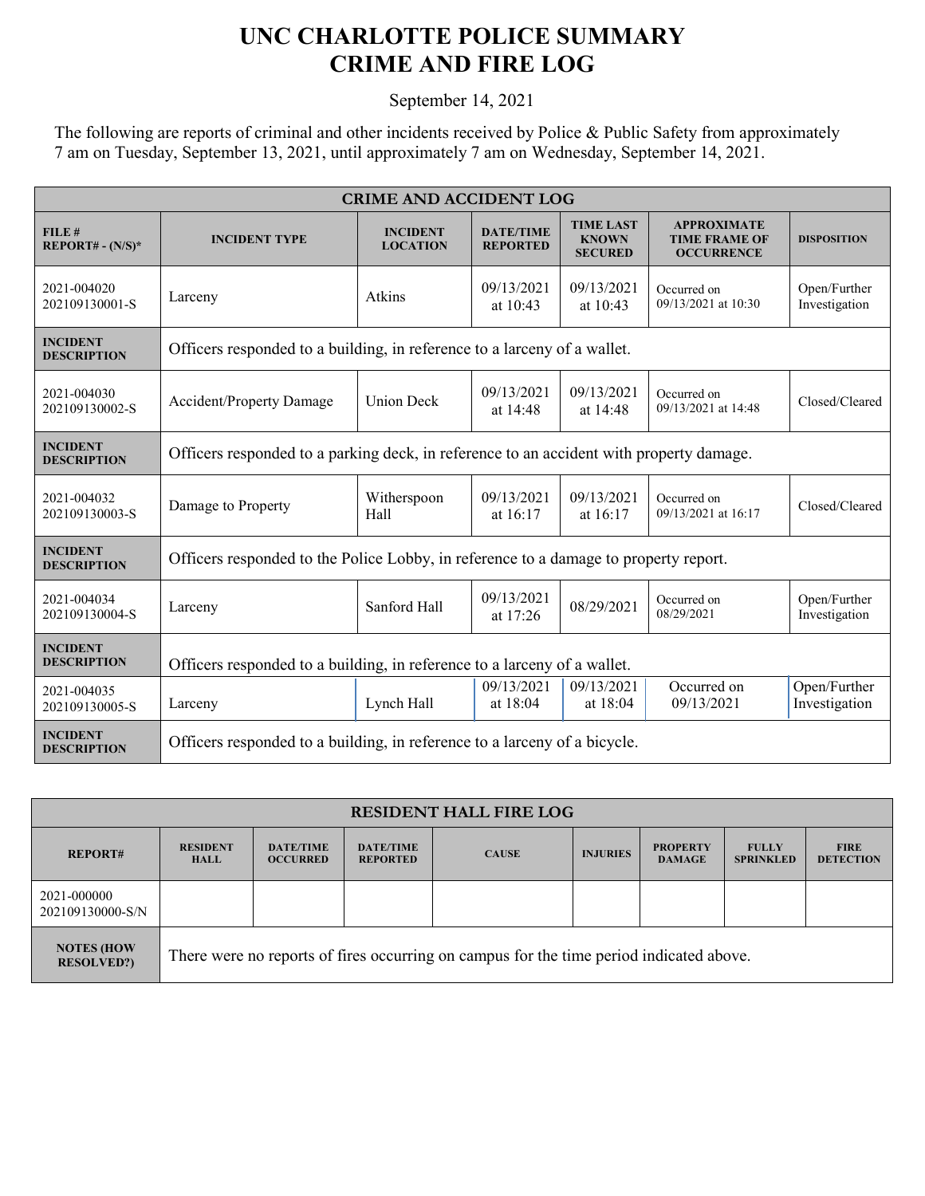# UNC CHARLOTTE POLICE SUMMARY
# CRIME AND FIRE LOG

September 14, 2021

The following are reports of criminal and other incidents received by Police & Public Safety from approximately 7 am on Tuesday, September 13, 2021, until approximately 7 am on Wednesday, September 14, 2021.

| CRIME AND ACCIDENT LOG | | | | | | |
|---|---|---|---|---|---|---|
| **FILE # REPORT# - (N/S)*** | **INCIDENT TYPE** | **INCIDENT LOCATION** | **DATE/TIME REPORTED** | **TIME LAST KNOWN SECURED** | **APPROXIMATE TIME FRAME OF OCCURRENCE** | **DISPOSITION** |
| 2021-004020 202109130001-S | Larceny | Atkins | 09/13/2021 at 10:43 | 09/13/2021 at 10:43 | Occurred on 09/13/2021 at 10:30 | Open/Further Investigation |
| **INCIDENT DESCRIPTION** | Officers responded to a building, in reference to a larceny of a wallet. | | | | | |
| 2021-004030 202109130002-S | Accident/Property Damage | Union Deck | 09/13/2021 at 14:48 | 09/13/2021 at 14:48 | Occurred on 09/13/2021 at 14:48 | Closed/Cleared |
| **INCIDENT DESCRIPTION** | Officers responded to a parking deck, in reference to an accident with property damage. | | | | | |
| 2021-004032 202109130003-S | Damage to Property | Witherspoon Hall | 09/13/2021 at 16:17 | 09/13/2021 at 16:17 | Occurred on 09/13/2021 at 16:17 | Closed/Cleared |
| **INCIDENT DESCRIPTION** | Officers responded to the Police Lobby, in reference to a damage to property report. | | | | | |
| 2021-004034 202109130004-S | Larceny | Sanford Hall | 09/13/2021 at 17:26 | 08/29/2021 | Occurred on 08/29/2021 | Open/Further Investigation |
| **INCIDENT DESCRIPTION** | Officers responded to a building, in reference to a larceny of a wallet. | | | | | |
| 2021-004035 202109130005-S | Larceny | Lynch Hall | 09/13/2021 at 18:04 | 09/13/2021 at 18:04 | Occurred on 09/13/2021 | Open/Further Investigation |
| **INCIDENT DESCRIPTION** | Officers responded to a building, in reference to a larceny of a bicycle. | | | | | |

| RESIDENT HALL FIRE LOG | | | | | | | | |
|---|---|---|---|---|---|---|---|---|
| **REPORT#** | **RESIDENT HALL** | **DATE/TIME OCCURRED** | **DATE/TIME REPORTED** | **CAUSE** | **INJURIES** | **PROPERTY DAMAGE** | **FULLY SPRINKLED** | **FIRE DETECTION** |
| 2021-000000 202109130000-S/N | | | | | | | | |
| **NOTES (HOW RESOLVED?)** | There were no reports of fires occurring on campus for the time period indicated above. | | | | | | | |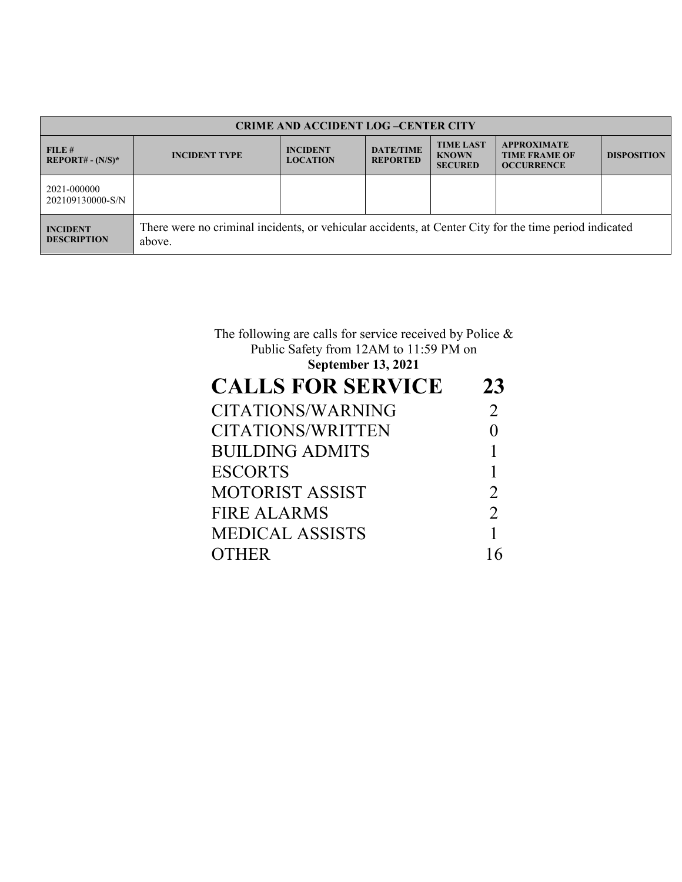| CRIME AND ACCIDENT LOG –CENTER CITY | | | | | | |
|---|---|---|---|---|---|---|
| FILE # REPORT# - (N/S)* | INCIDENT TYPE | INCIDENT LOCATION | DATE/TIME REPORTED | TIME LAST KNOWN SECURED | APPROXIMATE TIME FRAME OF OCCURRENCE | DISPOSITION |
| 2021-000000 202109130000-S/N | | | | | | |
| INCIDENT DESCRIPTION | There were no criminal incidents, or vehicular accidents, at Center City for the time period indicated above. | | | | | |

The following are calls for service received by Police & Public Safety from 12AM to 11:59 PM on
**September 13, 2021**

| | |
|---|---|
| **CALLS FOR SERVICE** | **23** |
| CITATIONS/WARNING | 2 |
| CITATIONS/WRITTEN | 0 |
| BUILDING ADMITS | 1 |
| ESCORTS | 1 |
| MOTORIST ASSIST | 2 |
| FIRE ALARMS | 2 |
| MEDICAL ASSISTS | 1 |
| OTHER | 16 |